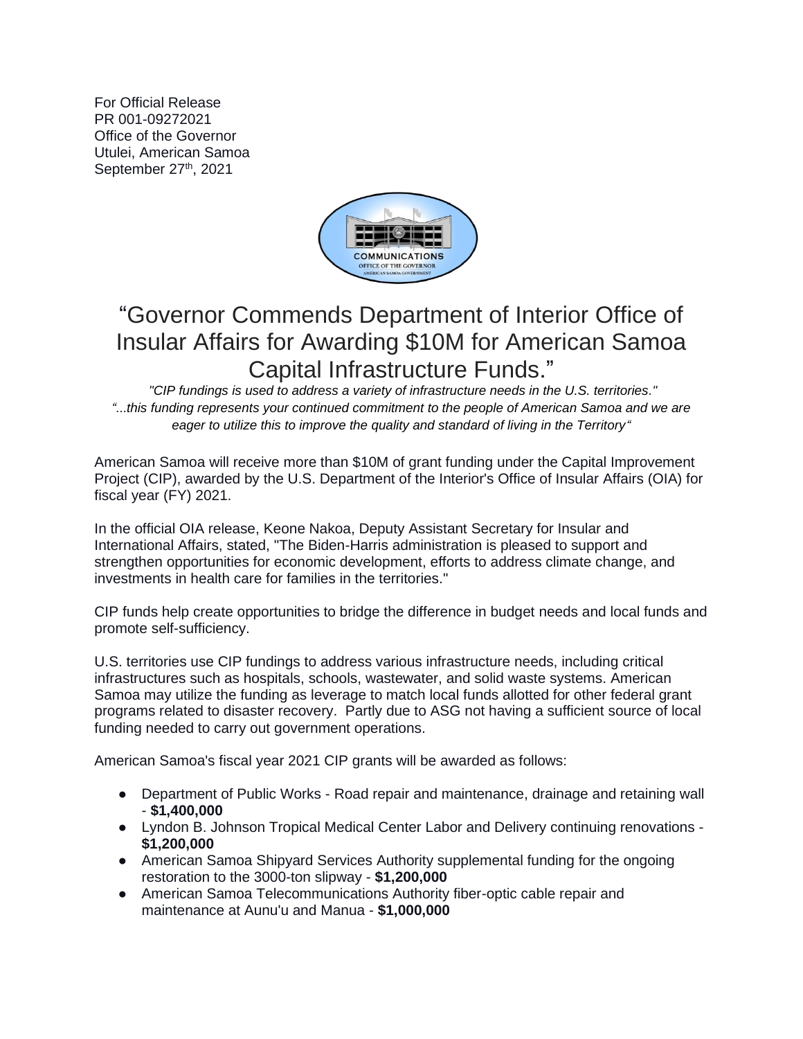For Official Release
PR 001-09272021
Office of the Governor
Utulei, American Samoa
September 27th, 2021

# "Governor Commends Department of Interior Office of Insular Affairs for Awarding $10M for American Samoa Capital Infrastructure Funds."

*"CIP fundings is used to address a variety of infrastructure needs in the U.S. territories."*
*"...this funding represents your continued commitment to the people of American Samoa and we are eager to utilize this to improve the quality and standard of living in the Territory"*

American Samoa will receive more than $10M of grant funding under the Capital Improvement Project (CIP), awarded by the U.S. Department of the Interior's Office of Insular Affairs (OIA) for fiscal year (FY) 2021.

In the official OIA release, Keone Nakoa, Deputy Assistant Secretary for Insular and International Affairs, stated, "The Biden-Harris administration is pleased to support and strengthen opportunities for economic development, efforts to address climate change, and investments in health care for families in the territories."

CIP funds help create opportunities to bridge the difference in budget needs and local funds and promote self-sufficiency.

U.S. territories use CIP fundings to address various infrastructure needs, including critical infrastructures such as hospitals, schools, wastewater, and solid waste systems. American Samoa may utilize the funding as leverage to match local funds allotted for other federal grant programs related to disaster recovery. Partly due to ASG not having a sufficient source of local funding needed to carry out government operations.

American Samoa's fiscal year 2021 CIP grants will be awarded as follows:

- Department of Public Works - Road repair and maintenance, drainage and retaining wall - **$1,400,000**
- Lyndon B. Johnson Tropical Medical Center Labor and Delivery continuing renovations - **$1,200,000**
- American Samoa Shipyard Services Authority supplemental funding for the ongoing restoration to the 3000-ton slipway - **$1,200,000**
- American Samoa Telecommunications Authority fiber-optic cable repair and maintenance at Aunu'u and Manua - **$1,000,000**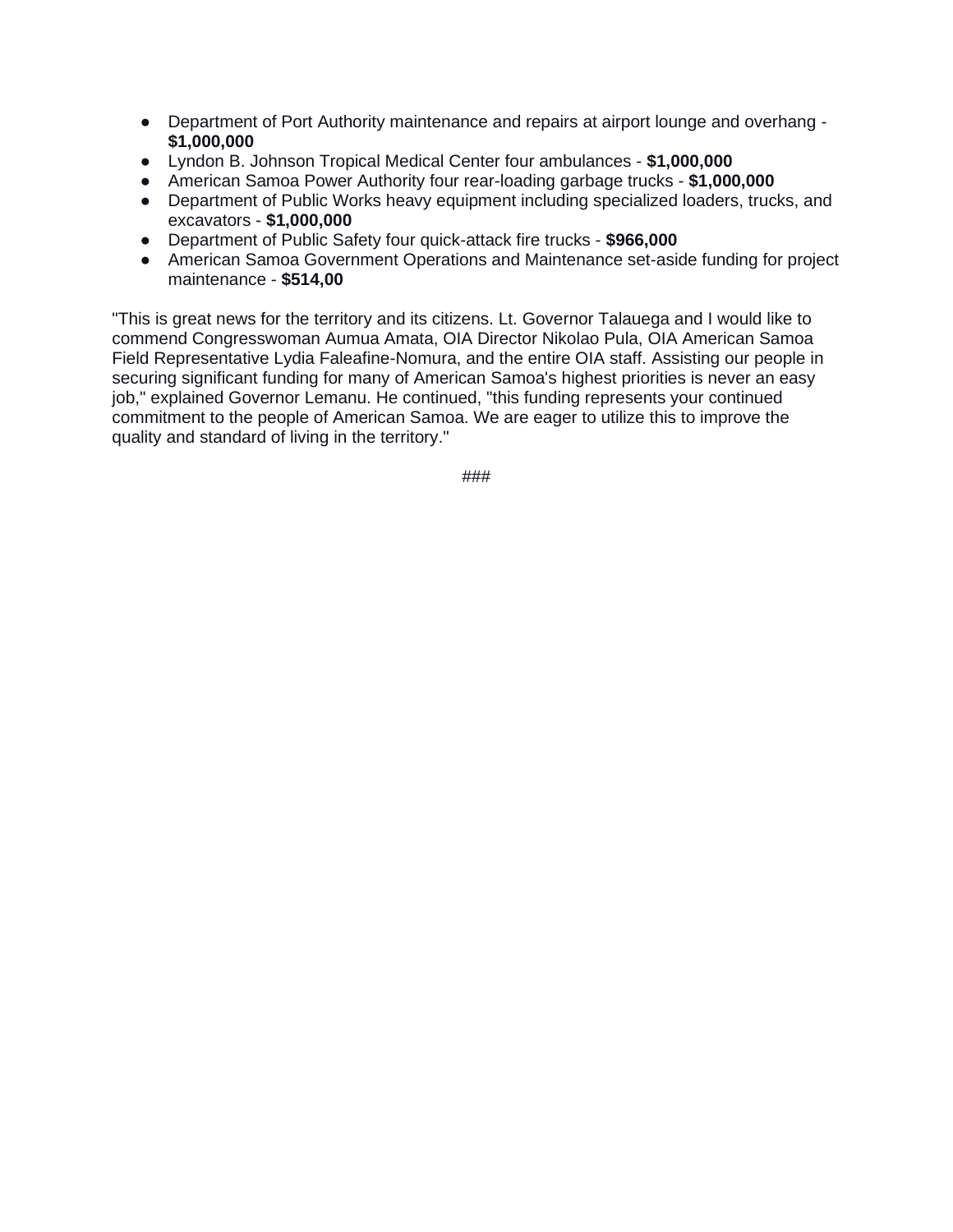- Department of Port Authority maintenance and repairs at airport lounge and overhang - **$1,000,000**
- Lyndon B. Johnson Tropical Medical Center four ambulances - **$1,000,000**
- American Samoa Power Authority four rear-loading garbage trucks - **$1,000,000**
- Department of Public Works heavy equipment including specialized loaders, trucks, and excavators - **$1,000,000**
- Department of Public Safety four quick-attack fire trucks - **$966,000**
- American Samoa Government Operations and Maintenance set-aside funding for project maintenance - **$514,00**

"This is great news for the territory and its citizens. Lt. Governor Talauega and I would like to commend Congresswoman Aumua Amata, OIA Director Nikolao Pula, OIA American Samoa Field Representative Lydia Faleafine-Nomura, and the entire OIA staff. Assisting our people in securing significant funding for many of American Samoa's highest priorities is never an easy job," explained Governor Lemanu. He continued, "this funding represents your continued commitment to the people of American Samoa. We are eager to utilize this to improve the quality and standard of living in the territory."

###